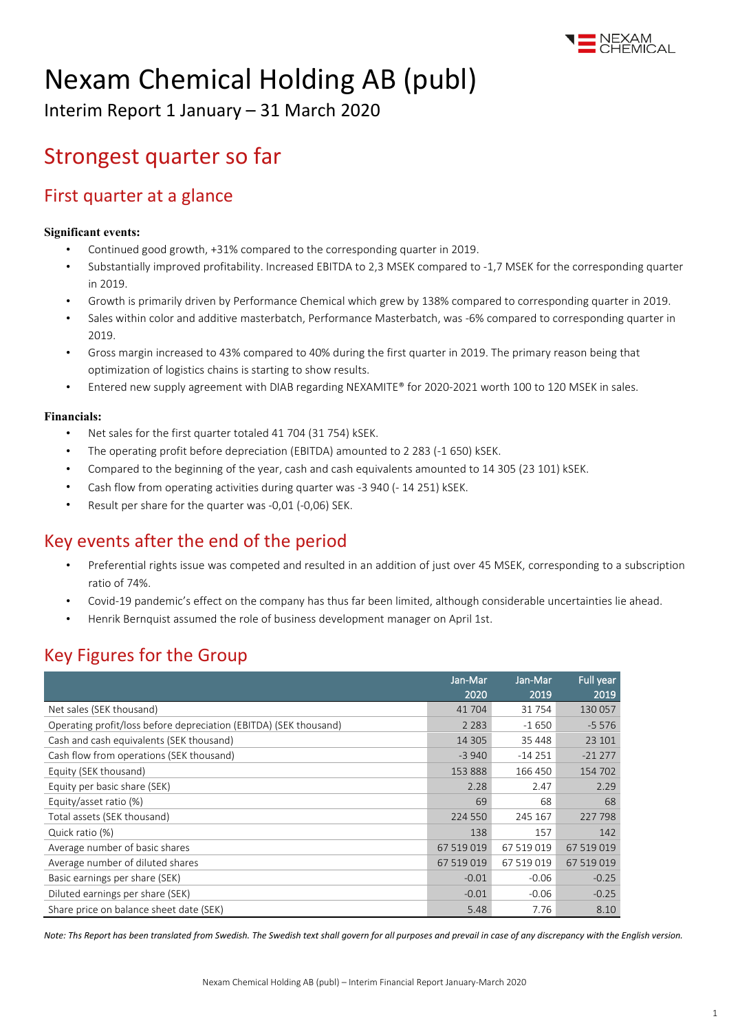# Nexam Chemical Holding AB (publ)

Interim Report 1 January – 31 March 2020

## Strongest quarter so far

### First quarter at a glance

**Significant events:**

- Continued good growth, +31% compared to the corresponding quarter in 2019.
- Substantially improved profitability. Increased EBITDA to 2,3 MSEK compared to -1,7 MSEK for the corresponding quarter in 2019.
- Growth is primarily driven by Performance Chemical which grew by 138% compared to corresponding quarter in 2019.
- Sales within color and additive masterbatch, Performance Masterbatch, was -6% compared to corresponding quarter in 2019.
- Gross margin increased to 43% compared to 40% during the first quarter in 2019. The primary reason being that optimization of logistics chains is starting to show results.
- Entered new supply agreement with DIAB regarding NEXAMITE® for 2020-2021 worth 100 to 120 MSEK in sales.

**Financials:**

- Net sales for the first quarter totaled 41 704 (31 754) kSEK.
- The operating profit before depreciation (EBITDA) amounted to 2 283 (-1 650) kSEK.
- Compared to the beginning of the year, cash and cash equivalents amounted to 14 305 (23 101) kSEK.
- Cash flow from operating activities during quarter was -3 940 (- 14 251) kSEK.
- Result per share for the quarter was -0,01 (-0,06) SEK.

## Key events after the end of the period

- Preferential rights issue was competed and resulted in an addition of just over 45 MSEK, corresponding to a subscription ratio of 74%.
- Covid-19 pandemic's effect on the company has thus far been limited, although considerable uncertainties lie ahead.
- Henrik Bernquist assumed the role of business development manager on April 1st.

## Key Figures for the Group

| | Jan-Mar 2020 | Jan-Mar 2019 | Full year 2019 |
|---|---|---|---|
| Net sales (SEK thousand) | 41 704 | 31 754 | 130 057 |
| Operating profit/loss before depreciation (EBITDA) (SEK thousand) | 2 283 | -1 650 | -5 576 |
| Cash and cash equivalents (SEK thousand) | 14 305 | 35 448 | 23 101 |
| Cash flow from operations (SEK thousand) | -3 940 | -14 251 | -21 277 |
| Equity (SEK thousand) | 153 888 | 166 450 | 154 702 |
| Equity per basic share (SEK) | 2.28 | 2.47 | 2.29 |
| Equity/asset ratio (%) | 69 | 68 | 68 |
| Total assets (SEK thousand) | 224 550 | 245 167 | 227 798 |
| Quick ratio (%) | 138 | 157 | 142 |
| Average number of basic shares | 67 519 019 | 67 519 019 | 67 519 019 |
| Average number of diluted shares | 67 519 019 | 67 519 019 | 67 519 019 |
| Basic earnings per share (SEK) | -0.01 | -0.06 | -0.25 |
| Diluted earnings per share (SEK) | -0.01 | -0.06 | -0.25 |
| Share price on balance sheet date (SEK) | 5.48 | 7.76 | 8.10 |

*Note: Ths Report has been translated from Swedish. The Swedish text shall govern for all purposes and prevail in case of any discrepancy with the English version.*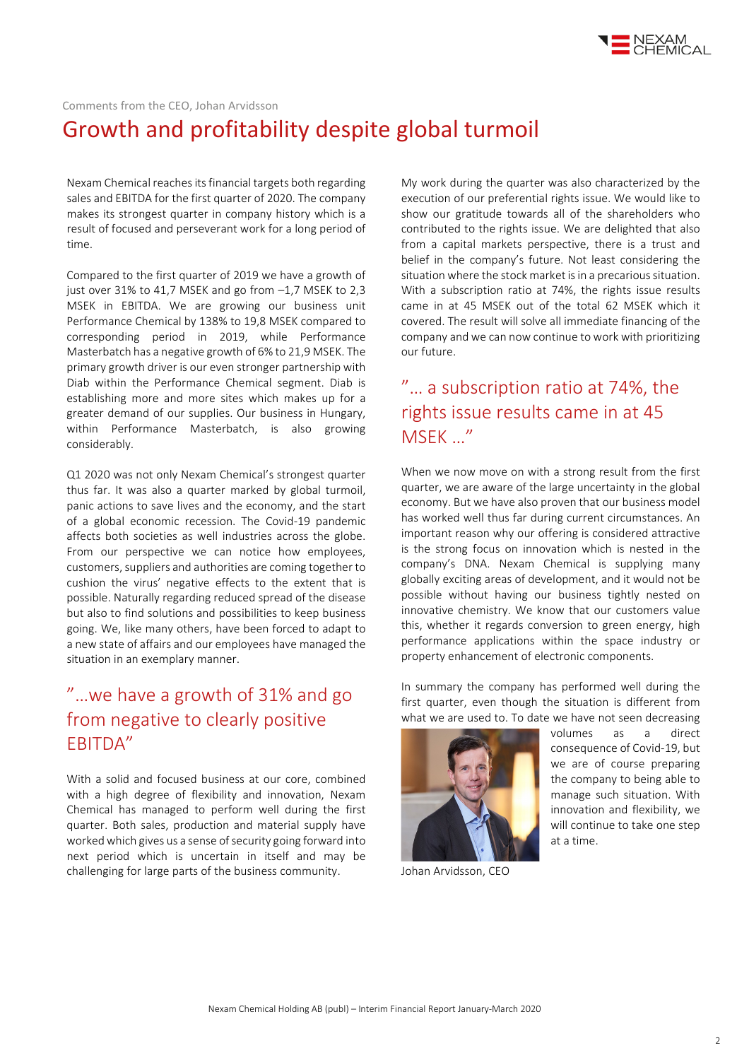Comments from the CEO, Johan Arvidsson

# Growth and profitability despite global turmoil

Nexam Chemical reaches its financial targets both regarding sales and EBITDA for the first quarter of 2020. The company makes its strongest quarter in company history which is a result of focused and perseverant work for a long period of time.

Compared to the first quarter of 2019 we have a growth of just over 31% to 41,7 MSEK and go from –1,7 MSEK to 2,3 MSEK in EBITDA. We are growing our business unit Performance Chemical by 138% to 19,8 MSEK compared to corresponding period in 2019, while Performance Masterbatch has a negative growth of 6% to 21,9 MSEK. The primary growth driver is our even stronger partnership with Diab within the Performance Chemical segment. Diab is establishing more and more sites which makes up for a greater demand of our supplies. Our business in Hungary, within Performance Masterbatch, is also growing considerably.

Q1 2020 was not only Nexam Chemical's strongest quarter thus far. It was also a quarter marked by global turmoil, panic actions to save lives and the economy, and the start of a global economic recession. The Covid-19 pandemic affects both societies as well industries across the globe. From our perspective we can notice how employees, customers, suppliers and authorities are coming together to cushion the virus' negative effects to the extent that is possible. Naturally regarding reduced spread of the disease but also to find solutions and possibilities to keep business going. We, like many others, have been forced to adapt to a new state of affairs and our employees have managed the situation in an exemplary manner.

## "…we have a growth of 31% and go from negative to clearly positive EBITDA"

With a solid and focused business at our core, combined with a high degree of flexibility and innovation, Nexam Chemical has managed to perform well during the first quarter. Both sales, production and material supply have worked which gives us a sense of security going forward into next period which is uncertain in itself and may be challenging for large parts of the business community.

My work during the quarter was also characterized by the execution of our preferential rights issue. We would like to show our gratitude towards all of the shareholders who contributed to the rights issue. We are delighted that also from a capital markets perspective, there is a trust and belief in the company's future. Not least considering the situation where the stock market is in a precarious situation. With a subscription ratio at 74%, the rights issue results came in at 45 MSEK out of the total 62 MSEK which it covered. The result will solve all immediate financing of the company and we can now continue to work with prioritizing our future.

## "… a subscription ratio at 74%, the rights issue results came in at 45 MSEK …"

When we now move on with a strong result from the first quarter, we are aware of the large uncertainty in the global economy. But we have also proven that our business model has worked well thus far during current circumstances. An important reason why our offering is considered attractive is the strong focus on innovation which is nested in the company's DNA. Nexam Chemical is supplying many globally exciting areas of development, and it would not be possible without having our business tightly nested on innovative chemistry. We know that our customers value this, whether it regards conversion to green energy, high performance applications within the space industry or property enhancement of electronic components.

In summary the company has performed well during the first quarter, even though the situation is different from what we are used to. To date we have not seen decreasing volumes as a direct consequence of Covid-19, but we are of course preparing the company to being able to manage such situation. With innovation and flexibility, we will continue to take one step at a time.

Johan Arvidsson, CEO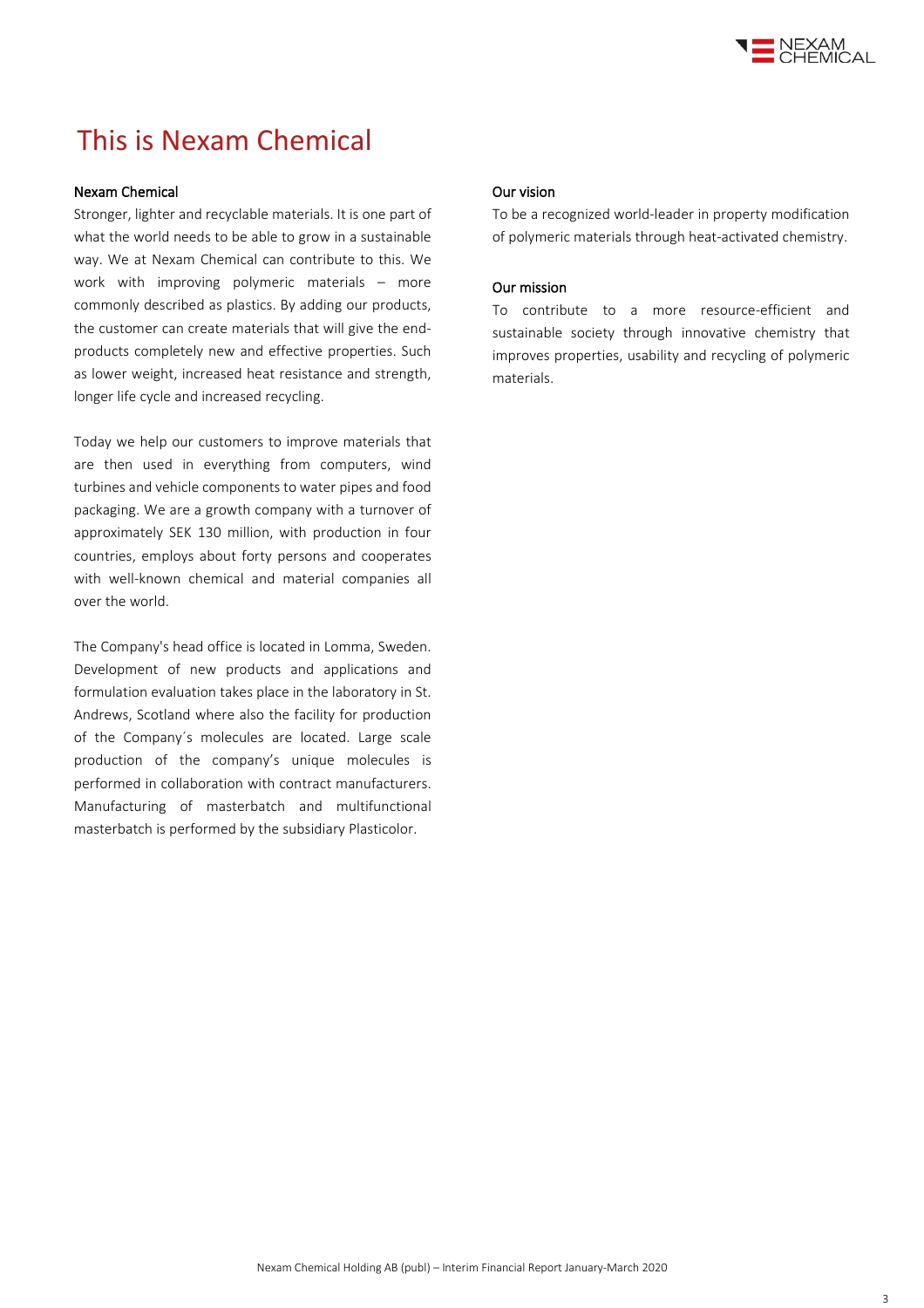# This is Nexam Chemical

### Nexam Chemical

Stronger, lighter and recyclable materials. It is one part of what the world needs to be able to grow in a sustainable way. We at Nexam Chemical can contribute to this. We work with improving polymeric materials – more commonly described as plastics. By adding our products, the customer can create materials that will give the end-products completely new and effective properties. Such as lower weight, increased heat resistance and strength, longer life cycle and increased recycling.

Today we help our customers to improve materials that are then used in everything from computers, wind turbines and vehicle components to water pipes and food packaging. We are a growth company with a turnover of approximately SEK 130 million, with production in four countries, employs about forty persons and cooperates with well-known chemical and material companies all over the world.

The Company's head office is located in Lomma, Sweden. Development of new products and applications and formulation evaluation takes place in the laboratory in St. Andrews, Scotland where also the facility for production of the Company´s molecules are located. Large scale production of the company's unique molecules is performed in collaboration with contract manufacturers. Manufacturing of masterbatch and multifunctional masterbatch is performed by the subsidiary Plasticolor.

### Our vision

To be a recognized world-leader in property modification of polymeric materials through heat-activated chemistry.

### Our mission

To contribute to a more resource-efficient and sustainable society through innovative chemistry that improves properties, usability and recycling of polymeric materials.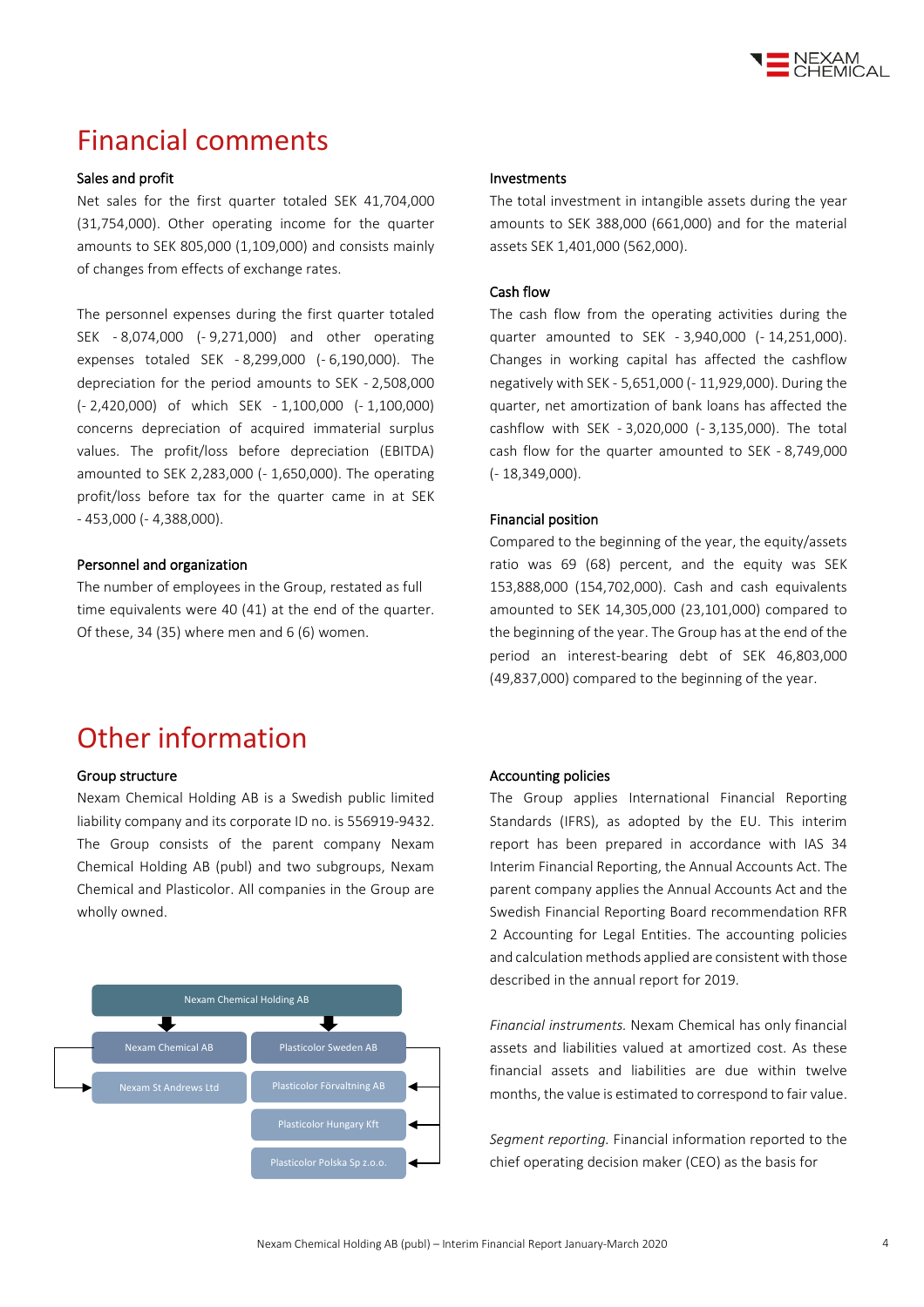# Financial comments

### Sales and profit

Net sales for the first quarter totaled SEK 41,704,000 (31,754,000). Other operating income for the quarter amounts to SEK 805,000 (1,109,000) and consists mainly of changes from effects of exchange rates.

The personnel expenses during the first quarter totaled SEK - 8,074,000 (- 9,271,000) and other operating expenses totaled SEK - 8,299,000 (- 6,190,000). The depreciation for the period amounts to SEK - 2,508,000 (- 2,420,000) of which SEK - 1,100,000 (- 1,100,000) concerns depreciation of acquired immaterial surplus values. The profit/loss before depreciation (EBITDA) amounted to SEK 2,283,000 (- 1,650,000). The operating profit/loss before tax for the quarter came in at SEK - 453,000 (- 4,388,000).

### Personnel and organization

The number of employees in the Group, restated as full time equivalents were 40 (41) at the end of the quarter. Of these, 34 (35) where men and 6 (6) women.

### Investments

The total investment in intangible assets during the year amounts to SEK 388,000 (661,000) and for the material assets SEK 1,401,000 (562,000).

### Cash flow

The cash flow from the operating activities during the quarter amounted to SEK - 3,940,000 (- 14,251,000). Changes in working capital has affected the cashflow negatively with SEK - 5,651,000 (- 11,929,000). During the quarter, net amortization of bank loans has affected the cashflow with SEK - 3,020,000 (- 3,135,000). The total cash flow for the quarter amounted to SEK - 8,749,000 (- 18,349,000).

### Financial position

Compared to the beginning of the year, the equity/assets ratio was 69 (68) percent, and the equity was SEK 153,888,000 (154,702,000). Cash and cash equivalents amounted to SEK 14,305,000 (23,101,000) compared to the beginning of the year. The Group has at the end of the period an interest-bearing debt of SEK 46,803,000 (49,837,000) compared to the beginning of the year.

# Other information

### Group structure

Nexam Chemical Holding AB is a Swedish public limited liability company and its corporate ID no. is 556919-9432. The Group consists of the parent company Nexam Chemical Holding AB (publ) and two subgroups, Nexam Chemical and Plasticolor. All companies in the Group are wholly owned.

- Nexam Chemical Holding AB
  - Nexam Chemical AB
    - Nexam St Andrews Ltd
  - Plasticolor Sweden AB
    - Plasticolor Förvaltning AB
    - Plasticolor Hungary Kft
    - Plasticolor Polska Sp z.o.o.

### Accounting policies

The Group applies International Financial Reporting Standards (IFRS), as adopted by the EU. This interim report has been prepared in accordance with IAS 34 Interim Financial Reporting, the Annual Accounts Act. The parent company applies the Annual Accounts Act and the Swedish Financial Reporting Board recommendation RFR 2 Accounting for Legal Entities. The accounting policies and calculation methods applied are consistent with those described in the annual report for 2019.

*Financial instruments.* Nexam Chemical has only financial assets and liabilities valued at amortized cost. As these financial assets and liabilities are due within twelve months, the value is estimated to correspond to fair value.

*Segment reporting.* Financial information reported to the chief operating decision maker (CEO) as the basis for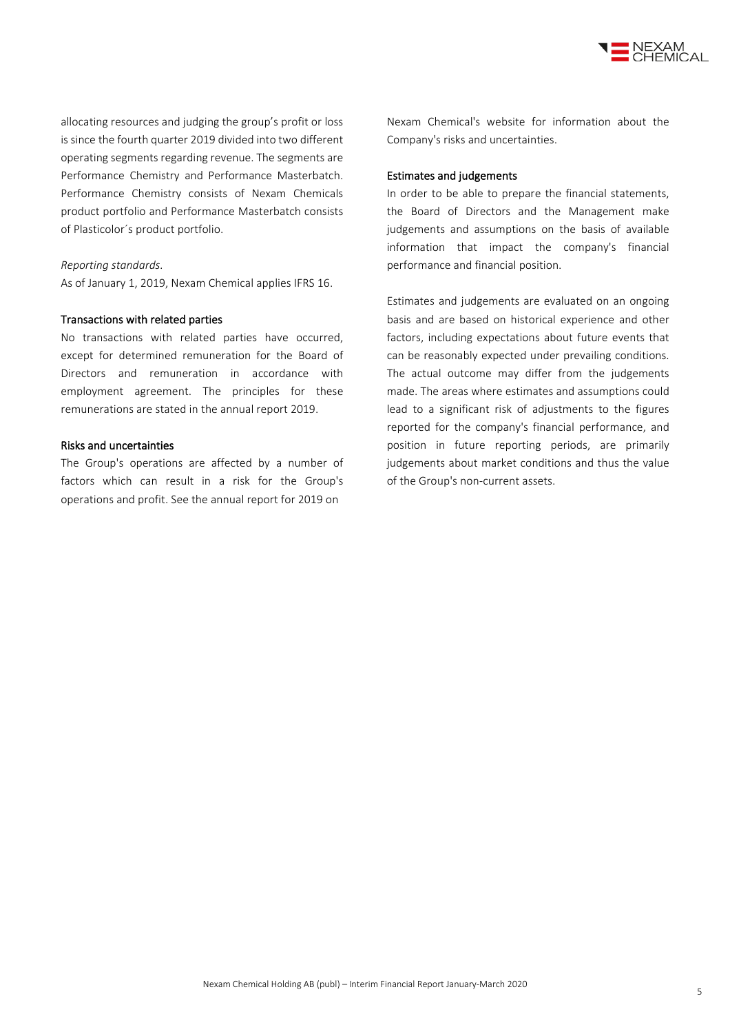allocating resources and judging the group's profit or loss is since the fourth quarter 2019 divided into two different operating segments regarding revenue. The segments are Performance Chemistry and Performance Masterbatch. Performance Chemistry consists of Nexam Chemicals product portfolio and Performance Masterbatch consists of Plasticolor´s product portfolio.

*Reporting standards.*

As of January 1, 2019, Nexam Chemical applies IFRS 16.

### Transactions with related parties

No transactions with related parties have occurred, except for determined remuneration for the Board of Directors and remuneration in accordance with employment agreement. The principles for these remunerations are stated in the annual report 2019.

### Risks and uncertainties

The Group's operations are affected by a number of factors which can result in a risk for the Group's operations and profit. See the annual report for 2019 on Nexam Chemical's website for information about the Company's risks and uncertainties.

### Estimates and judgements

In order to be able to prepare the financial statements, the Board of Directors and the Management make judgements and assumptions on the basis of available information that impact the company's financial performance and financial position.

Estimates and judgements are evaluated on an ongoing basis and are based on historical experience and other factors, including expectations about future events that can be reasonably expected under prevailing conditions. The actual outcome may differ from the judgements made. The areas where estimates and assumptions could lead to a significant risk of adjustments to the figures reported for the company's financial performance, and position in future reporting periods, are primarily judgements about market conditions and thus the value of the Group's non-current assets.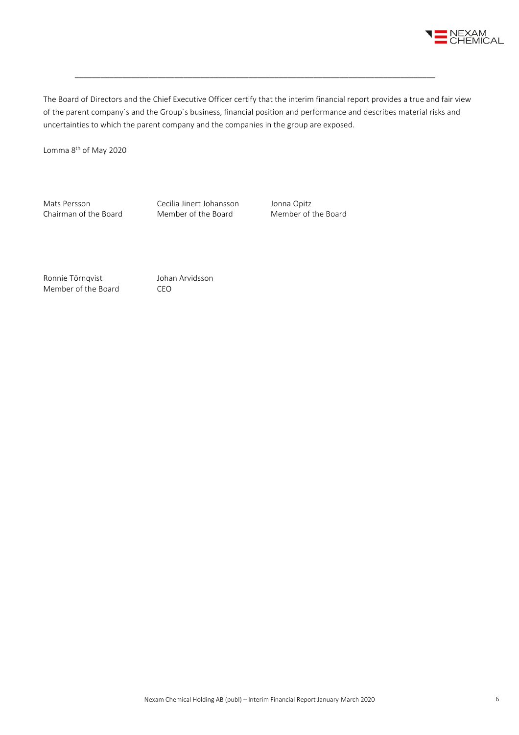The Board of Directors and the Chief Executive Officer certify that the interim financial report provides a true and fair view of the parent company´s and the Group´s business, financial position and performance and describes material risks and uncertainties to which the parent company and the companies in the group are exposed.

Lomma 8th of May 2020

| | | |
|---|---|---|
| Mats Persson<br>Chairman of the Board | Cecilia Jinert Johansson<br>Member of the Board | Jonna Opitz<br>Member of the Board |
| Ronnie Törnqvist<br>Member of the Board | Johan Arvidsson<br>CEO | |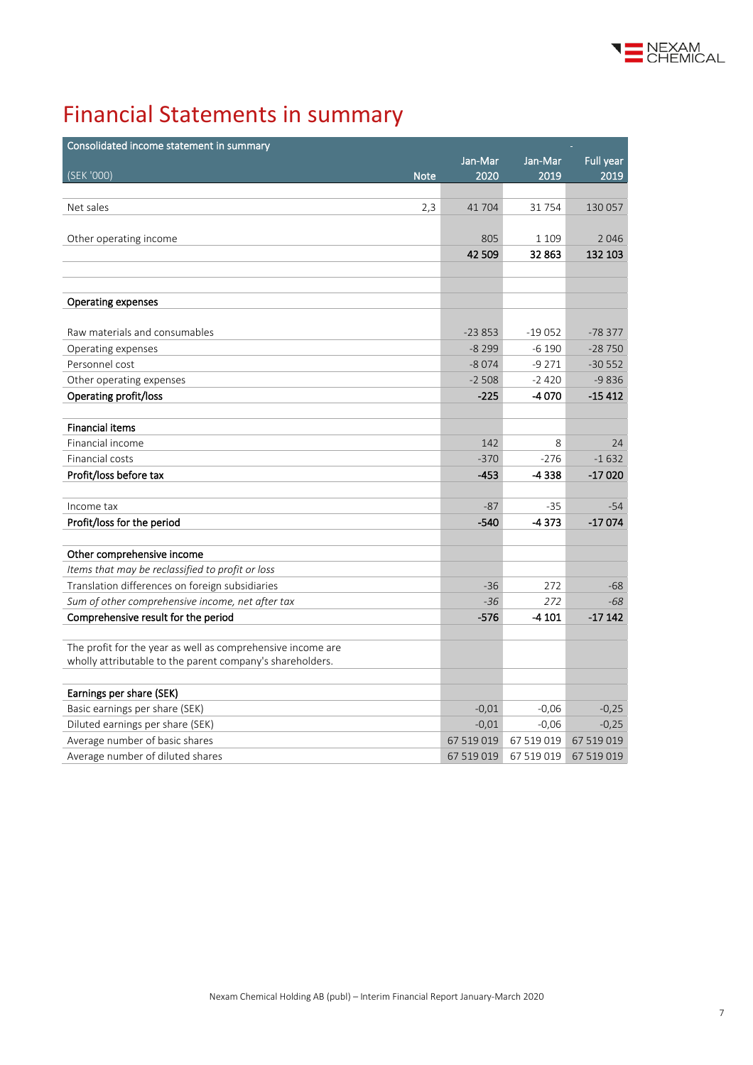# Financial Statements in summary

| Consolidated income statement in summary (SEK '000) | Note | Jan-Mar 2020 | Jan-Mar 2019 | Full year 2019 |
|---|---|---|---|---|
| Net sales | 2,3 | 41 704 | 31 754 | 130 057 |
| Other operating income | | 805 | 1 109 | 2 046 |
| | | **42 509** | **32 863** | **132 103** |
| **Operating expenses** | | | | |
| Raw materials and consumables | | -23 853 | -19 052 | -78 377 |
| Operating expenses | | -8 299 | -6 190 | -28 750 |
| Personnel cost | | -8 074 | -9 271 | -30 552 |
| Other operating expenses | | -2 508 | -2 420 | -9 836 |
| **Operating profit/loss** | | **-225** | **-4 070** | **-15 412** |
| **Financial items** | | | | |
| Financial income | | 142 | 8 | 24 |
| Financial costs | | -370 | -276 | -1 632 |
| **Profit/loss before tax** | | **-453** | **-4 338** | **-17 020** |
| Income tax | | -87 | -35 | -54 |
| **Profit/loss for the period** | | **-540** | **-4 373** | **-17 074** |
| **Other comprehensive income** | | | | |
| *Items that may be reclassified to profit or loss* | | | | |
| Translation differences on foreign subsidiaries | | -36 | 272 | -68 |
| *Sum of other comprehensive income, net after tax* | | *-36* | *272* | *-68* |
| **Comprehensive result for the period** | | **-576** | **-4 101** | **-17 142** |
| The profit for the year as well as comprehensive income are wholly attributable to the parent company's shareholders. | | | | |
| **Earnings per share (SEK)** | | | | |
| Basic earnings per share (SEK) | | -0,01 | -0,06 | -0,25 |
| Diluted earnings per share (SEK) | | -0,01 | -0,06 | -0,25 |
| Average number of basic shares | | 67 519 019 | 67 519 019 | 67 519 019 |
| Average number of diluted shares | | 67 519 019 | 67 519 019 | 67 519 019 |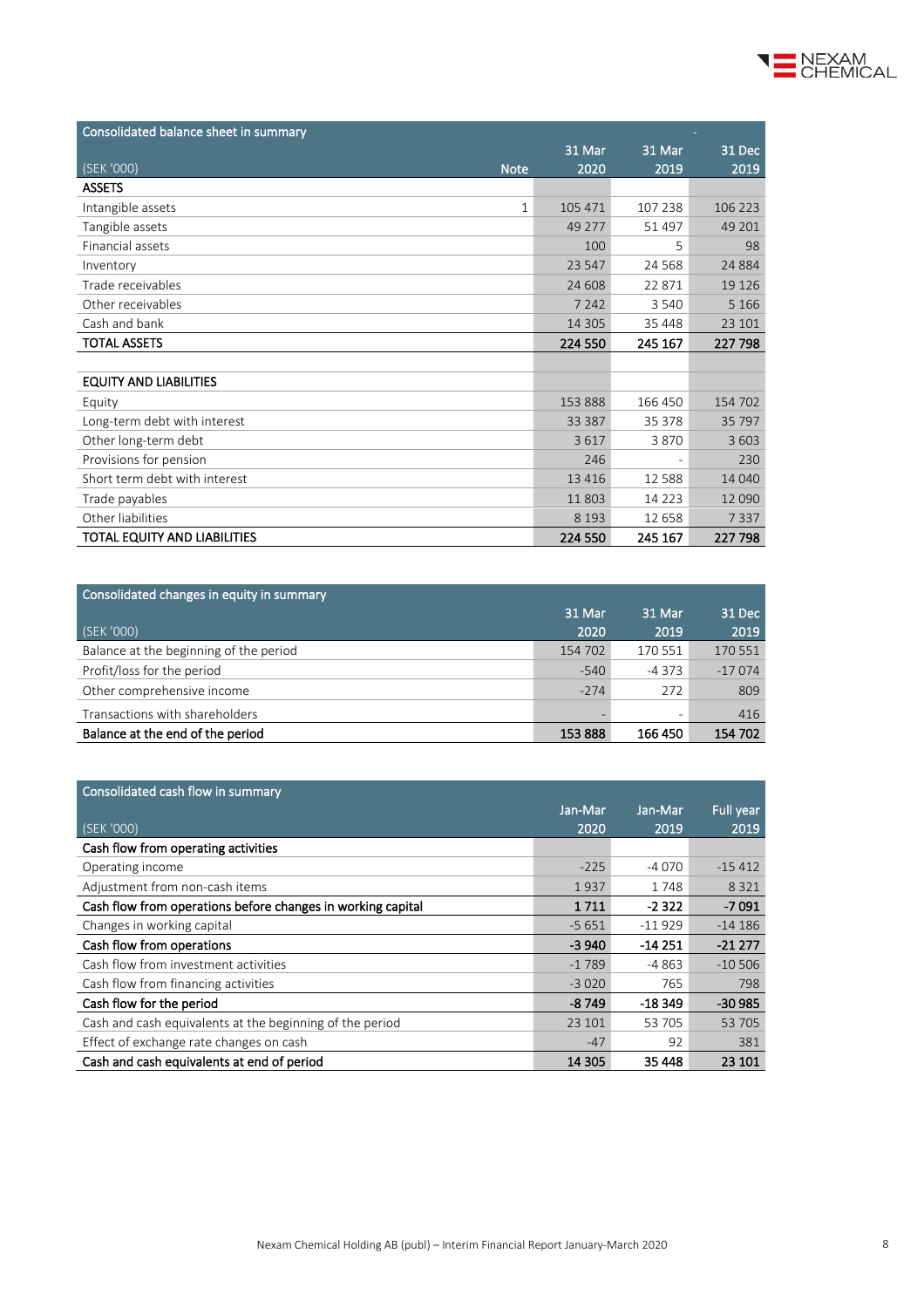| Consolidated balance sheet in summary | | | | |
|---|---|---|---|---|
| (SEK '000) | Note | 31 Mar 2020 | 31 Mar 2019 | 31 Dec 2019 |
| **ASSETS** | | | | |
| Intangible assets | 1 | 105 471 | 107 238 | 106 223 |
| Tangible assets | | 49 277 | 51 497 | 49 201 |
| Financial assets | | 100 | 5 | 98 |
| Inventory | | 23 547 | 24 568 | 24 884 |
| Trade receivables | | 24 608 | 22 871 | 19 126 |
| Other receivables | | 7 242 | 3 540 | 5 166 |
| Cash and bank | | 14 305 | 35 448 | 23 101 |
| **TOTAL ASSETS** | | **224 550** | **245 167** | **227 798** |
| | | | | |
| **EQUITY AND LIABILITIES** | | | | |
| Equity | | 153 888 | 166 450 | 154 702 |
| Long-term debt with interest | | 33 387 | 35 378 | 35 797 |
| Other long-term debt | | 3 617 | 3 870 | 3 603 |
| Provisions for pension | | 246 | - | 230 |
| Short term debt with interest | | 13 416 | 12 588 | 14 040 |
| Trade payables | | 11 803 | 14 223 | 12 090 |
| Other liabilities | | 8 193 | 12 658 | 7 337 |
| **TOTAL EQUITY AND LIABILITIES** | | **224 550** | **245 167** | **227 798** |

| Consolidated changes in equity in summary | | | |
|---|---|---|---|
| (SEK '000) | 31 Mar 2020 | 31 Mar 2019 | 31 Dec 2019 |
| Balance at the beginning of the period | 154 702 | 170 551 | 170 551 |
| Profit/loss for the period | -540 | -4 373 | -17 074 |
| Other comprehensive income | -274 | 272 | 809 |
| Transactions with shareholders | - | - | 416 |
| **Balance at the end of the period** | **153 888** | **166 450** | **154 702** |

| Consolidated cash flow in summary | | | |
|---|---|---|---|
| (SEK '000) | Jan-Mar 2020 | Jan-Mar 2019 | Full year 2019 |
| **Cash flow from operating activities** | | | |
| Operating income | -225 | -4 070 | -15 412 |
| Adjustment from non-cash items | 1 937 | 1 748 | 8 321 |
| **Cash flow from operations before changes in working capital** | **1 711** | **-2 322** | **-7 091** |
| Changes in working capital | -5 651 | -11 929 | -14 186 |
| **Cash flow from operations** | **-3 940** | **-14 251** | **-21 277** |
| Cash flow from investment activities | -1 789 | -4 863 | -10 506 |
| Cash flow from financing activities | -3 020 | 765 | 798 |
| **Cash flow for the period** | **-8 749** | **-18 349** | **-30 985** |
| Cash and cash equivalents at the beginning of the period | 23 101 | 53 705 | 53 705 |
| Effect of exchange rate changes on cash | -47 | 92 | 381 |
| **Cash and cash equivalents at end of period** | **14 305** | **35 448** | **23 101** |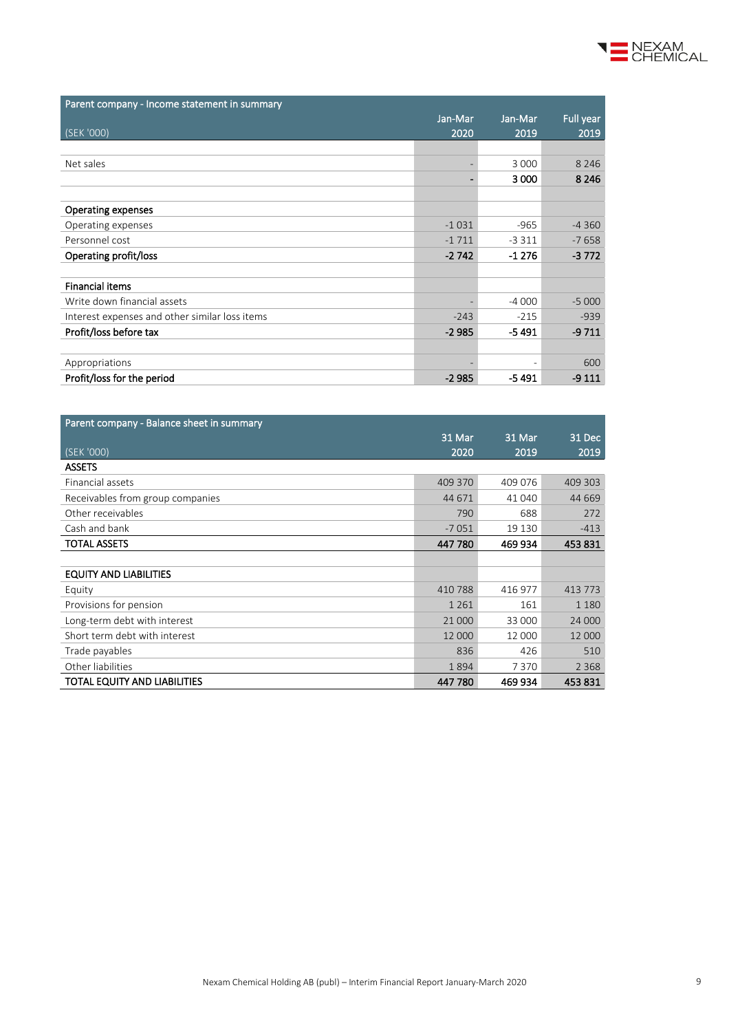| Parent company - Income statement in summary<br>(SEK '000) | Jan-Mar 2020 | Jan-Mar 2019 | Full year 2019 |
|---|---|---|---|
| | | | |
| Net sales | - | 3 000 | 8 246 |
| | **-** | **3 000** | **8 246** |
| | | | |
| **Operating expenses** | | | |
| Operating expenses | -1 031 | -965 | -4 360 |
| Personnel cost | -1 711 | -3 311 | -7 658 |
| **Operating profit/loss** | **-2 742** | **-1 276** | **-3 772** |
| | | | |
| **Financial items** | | | |
| Write down financial assets | - | -4 000 | -5 000 |
| Interest expenses and other similar loss items | -243 | -215 | -939 |
| **Profit/loss before tax** | **-2 985** | **-5 491** | **-9 711** |
| | | | |
| Appropriations | - | - | 600 |
| **Profit/loss for the period** | **-2 985** | **-5 491** | **-9 111** |

| Parent company - Balance sheet in summary<br>(SEK '000) | 31 Mar 2020 | 31 Mar 2019 | 31 Dec 2019 |
|---|---|---|---|
| **ASSETS** | | | |
| Financial assets | 409 370 | 409 076 | 409 303 |
| Receivables from group companies | 44 671 | 41 040 | 44 669 |
| Other receivables | 790 | 688 | 272 |
| Cash and bank | -7 051 | 19 130 | -413 |
| **TOTAL ASSETS** | **447 780** | **469 934** | **453 831** |
| | | | |
| **EQUITY AND LIABILITIES** | | | |
| Equity | 410 788 | 416 977 | 413 773 |
| Provisions for pension | 1 261 | 161 | 1 180 |
| Long-term debt with interest | 21 000 | 33 000 | 24 000 |
| Short term debt with interest | 12 000 | 12 000 | 12 000 |
| Trade payables | 836 | 426 | 510 |
| Other liabilities | 1 894 | 7 370 | 2 368 |
| **TOTAL EQUITY AND LIABILITIES** | **447 780** | **469 934** | **453 831** |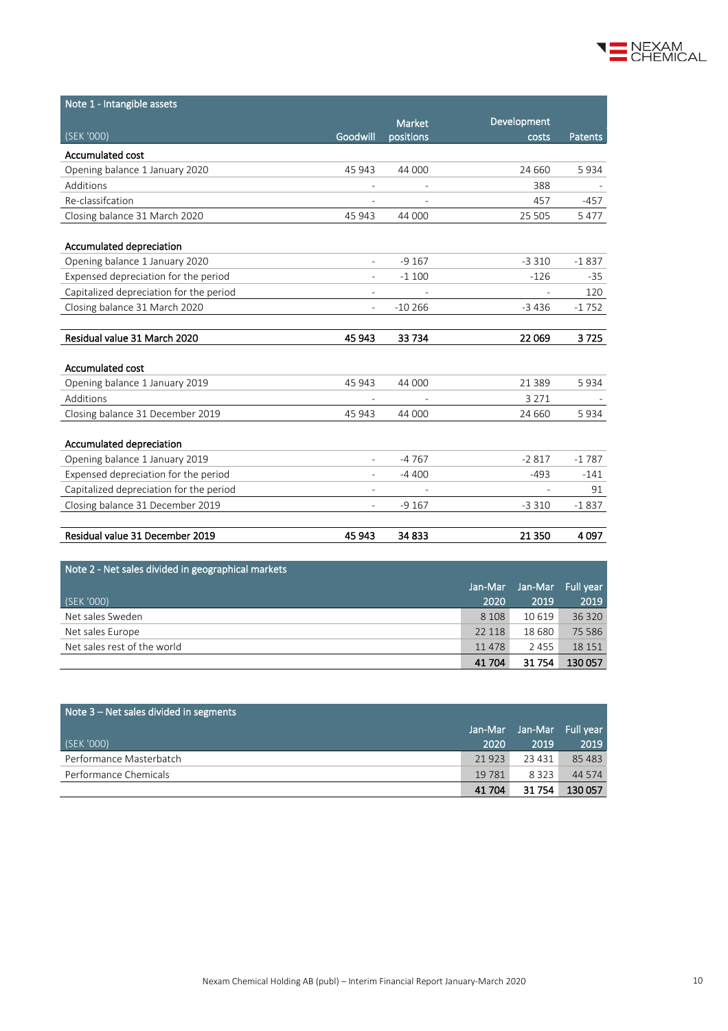## Note 1 - Intangible assets

| (SEK '000) | Goodwill | Market positions | Development costs | Patents |
|---|---|---|---|---|
| **Accumulated cost** | | | | |
| Opening balance 1 January 2020 | 45 943 | 44 000 | 24 660 | 5 934 |
| Additions | - | - | 388 | - |
| Re-classifcation | - | - | 457 | -457 |
| Closing balance 31 March 2020 | 45 943 | 44 000 | 25 505 | 5 477 |
| | | | | |
| **Accumulated depreciation** | | | | |
| Opening balance 1 January 2020 | - | -9 167 | -3 310 | -1 837 |
| Expensed depreciation for the period | - | -1 100 | -126 | -35 |
| Capitalized depreciation for the period | - | - | - | 120 |
| Closing balance 31 March 2020 | - | -10 266 | -3 436 | -1 752 |
| | | | | |
| **Residual value 31 March 2020** | **45 943** | **33 734** | **22 069** | **3 725** |
| | | | | |
| **Accumulated cost** | | | | |
| Opening balance 1 January 2019 | 45 943 | 44 000 | 21 389 | 5 934 |
| Additions | - | - | 3 271 | - |
| Closing balance 31 December 2019 | 45 943 | 44 000 | 24 660 | 5 934 |
| | | | | |
| **Accumulated depreciation** | | | | |
| Opening balance 1 January 2019 | - | -4 767 | -2 817 | -1 787 |
| Expensed depreciation for the period | - | -4 400 | -493 | -141 |
| Capitalized depreciation for the period | - | - | - | 91 |
| Closing balance 31 December 2019 | - | -9 167 | -3 310 | -1 837 |
| | | | | |
| **Residual value 31 December 2019** | **45 943** | **34 833** | **21 350** | **4 097** |

## Note 2 - Net sales divided in geographical markets

| (SEK '000) | Jan-Mar 2020 | Jan-Mar 2019 | Full year 2019 |
|---|---|---|---|
| Net sales Sweden | 8 108 | 10 619 | 36 320 |
| Net sales Europe | 22 118 | 18 680 | 75 586 |
| Net sales rest of the world | 11 478 | 2 455 | 18 151 |
| | **41 704** | **31 754** | **130 057** |

## Note 3 – Net sales divided in segments

| (SEK '000) | Jan-Mar 2020 | Jan-Mar 2019 | Full year 2019 |
|---|---|---|---|
| Performance Masterbatch | 21 923 | 23 431 | 85 483 |
| Performance Chemicals | 19 781 | 8 323 | 44 574 |
| | **41 704** | **31 754** | **130 057** |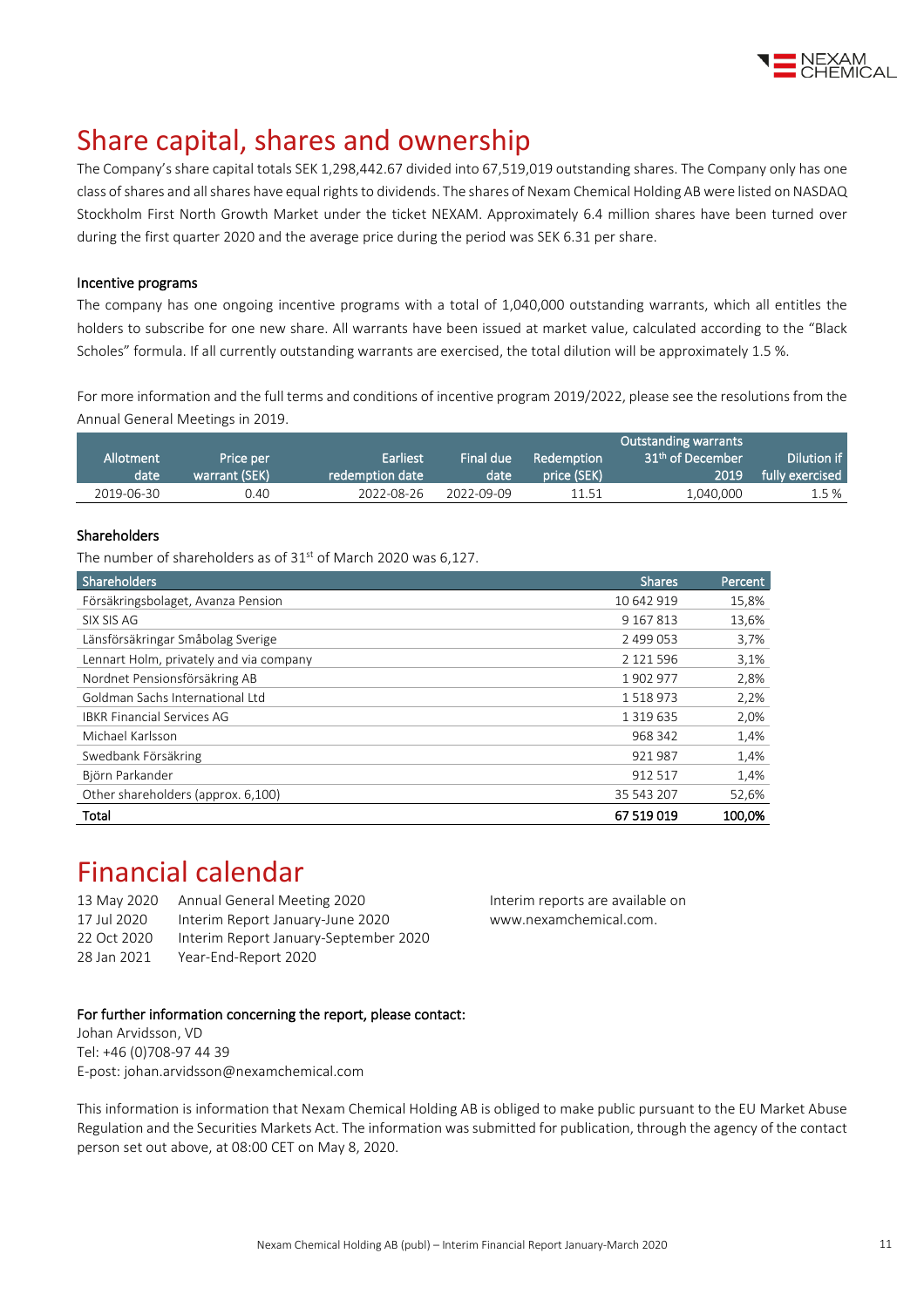# Share capital, shares and ownership

The Company's share capital totals SEK 1,298,442.67 divided into 67,519,019 outstanding shares. The Company only has one class of shares and all shares have equal rights to dividends. The shares of Nexam Chemical Holding AB were listed on NASDAQ Stockholm First North Growth Market under the ticket NEXAM. Approximately 6.4 million shares have been turned over during the first quarter 2020 and the average price during the period was SEK 6.31 per share.

### Incentive programs

The company has one ongoing incentive programs with a total of 1,040,000 outstanding warrants, which all entitles the holders to subscribe for one new share. All warrants have been issued at market value, calculated according to the "Black Scholes" formula. If all currently outstanding warrants are exercised, the total dilution will be approximately 1.5 %.

For more information and the full terms and conditions of incentive program 2019/2022, please see the resolutions from the Annual General Meetings in 2019.

| Allotment date | Price per warrant (SEK) | Earliest redemption date | Final due date | Redemption price (SEK) | Outstanding warrants 31th of December 2019 | Dilution if fully exercised |
|---|---|---|---|---|---|---|
| 2019-06-30 | 0.40 | 2022-08-26 | 2022-09-09 | 11.51 | 1,040,000 | 1.5 % |

### Shareholders

The number of shareholders as of 31st of March 2020 was 6,127.

| Shareholders | Shares | Percent |
|---|---|---|
| Försäkringsbolaget, Avanza Pension | 10 642 919 | 15,8% |
| SIX SIS AG | 9 167 813 | 13,6% |
| Länsförsäkringar Småbolag Sverige | 2 499 053 | 3,7% |
| Lennart Holm, privately and via company | 2 121 596 | 3,1% |
| Nordnet Pensionsförsäkring AB | 1 902 977 | 2,8% |
| Goldman Sachs International Ltd | 1 518 973 | 2,2% |
| IBKR Financial Services AG | 1 319 635 | 2,0% |
| Michael Karlsson | 968 342 | 1,4% |
| Swedbank Försäkring | 921 987 | 1,4% |
| Björn Parkander | 912 517 | 1,4% |
| Other shareholders (approx. 6,100) | 35 543 207 | 52,6% |
| **Total** | **67 519 019** | **100,0%** |

# Financial calendar

13 May 2020 Annual General Meeting 2020
17 Jul 2020 Interim Report January-June 2020
22 Oct 2020 Interim Report January-September 2020
28 Jan 2021 Year-End-Report 2020

Interim reports are available on www.nexamchemical.com.

**For further information concerning the report, please contact:**
Johan Arvidsson, VD
Tel: +46 (0)708-97 44 39
E-post: johan.arvidsson@nexamchemical.com

This information is information that Nexam Chemical Holding AB is obliged to make public pursuant to the EU Market Abuse Regulation and the Securities Markets Act. The information was submitted for publication, through the agency of the contact person set out above, at 08:00 CET on May 8, 2020.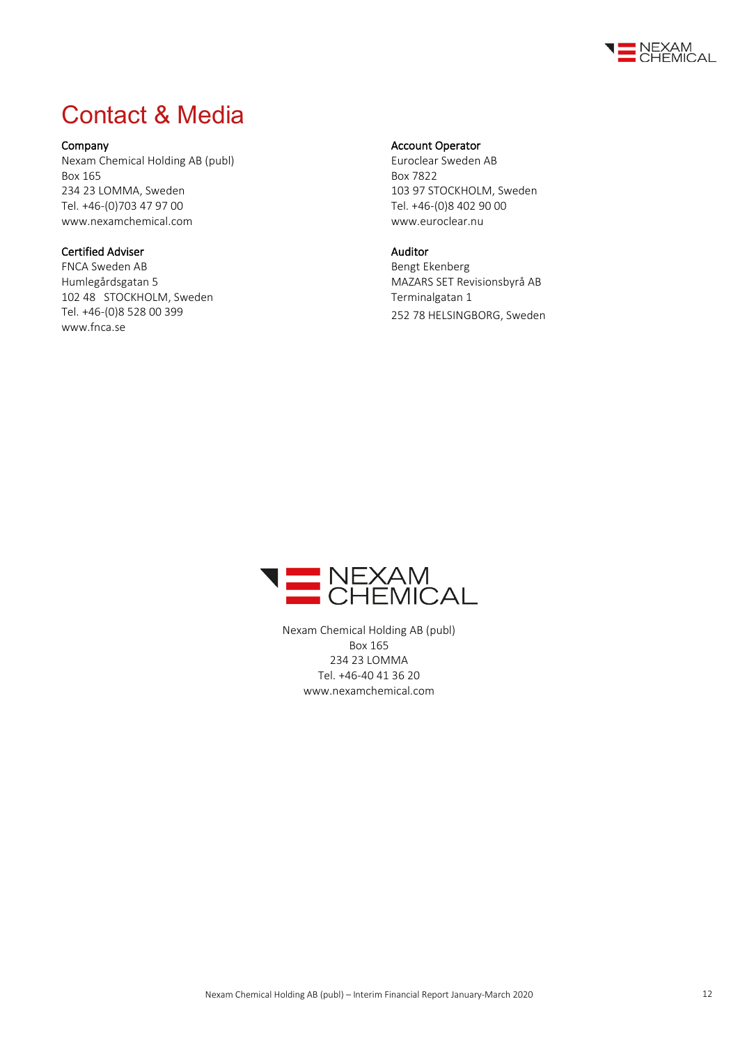# Contact & Media

**Company**
Nexam Chemical Holding AB (publ)
Box 165
234 23 LOMMA, Sweden
Tel. +46-(0)703 47 97 00
www.nexamchemical.com

**Certified Adviser**
FNCA Sweden AB
Humlegårdsgatan 5
102 48 STOCKHOLM, Sweden
Tel. +46-(0)8 528 00 399
www.fnca.se

**Account Operator**
Euroclear Sweden AB
Box 7822
103 97 STOCKHOLM, Sweden
Tel. +46-(0)8 402 90 00
www.euroclear.nu

**Auditor**
Bengt Ekenberg
MAZARS SET Revisionsbyrå AB
Terminalgatan 1
252 78 HELSINGBORG, Sweden

NEXAM CHEMICAL

Nexam Chemical Holding AB (publ)
Box 165
234 23 LOMMA
Tel. +46-40 41 36 20
www.nexamchemical.com